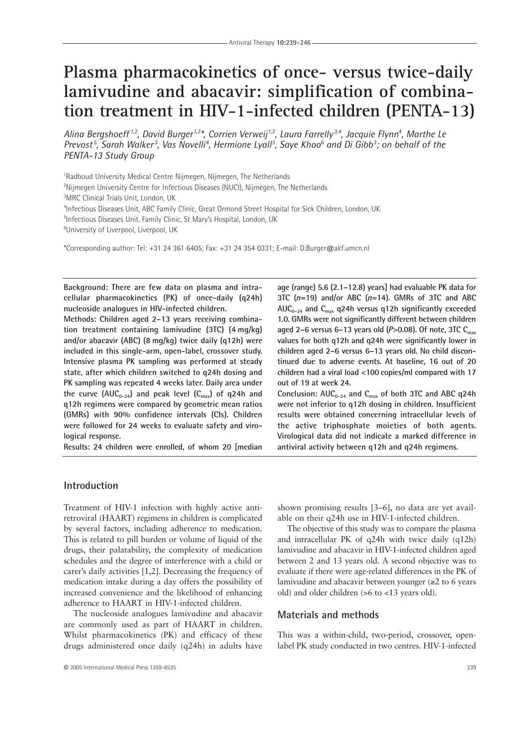# Plasma pharmacokinetics of once- versus twice-daily lamivudine and abacavir: simplification of combination treatment in HIV-1-infected children (PENTA-13)

*Alina Bergshoeff[1,2], David Burger[1,2]\*, Corrien Verweij[1,2], Laura Farrelly[3,4], Jacquie Flynn[4], Marthe Le Prevost[5], Sarah Walker[3], Vas Novelli[4], Hermione Lyall[5], Saye Khoo[6] and Di Gibb[3]; on behalf of the PENTA-13 Study Group*

[1]Radboud University Medical Centre Nijmegen, Nijmegen, The Netherlands
[2]Nijmegen University Centre for Infectious Diseases (NUCI), Nijmegen, The Netherlands
[3]MRC Clinical Trials Unit, London, UK
[4]Infectious Diseases Unit, ABC Family Clinic, Great Ormond Street Hospital for Sick Children, London, UK
[5]Infectious Diseases Unit, Family Clinic, St Mary's Hospital, London, UK
[6]University of Liverpool, Liverpool, UK

*Corresponding author: Tel: +31 24 361 6405; Fax: +31 24 354 0331; E-mail: D.Burger@akf.umcn.nl

**Background: There are few data on plasma and intracellular pharmacokinetics (PK) of once-daily (q24h) nucleoside analogues in HIV-infected children.**

**Methods: Children aged 2–13 years receiving combination treatment containing lamivudine (3TC) (4 mg/kg) and/or abacavir (ABC) (8 mg/kg) twice daily (q12h) were included in this single-arm, open-label, crossover study. Intensive plasma PK sampling was performed at steady state, after which children switched to q24h dosing and PK sampling was repeated 4 weeks later. Daily area under the curve ($AUC_{0-24}$) and peak level ($C_{max}$) of q24h and q12h regimens were compared by geometric mean ratios (GMRs) with 90% confidence intervals (CIs). Children were followed for 24 weeks to evaluate safety and virological response.**

**Results: 24 children were enrolled, of whom 20 [median age (range) 5.6 (2.1–12.8) years] had evaluable PK data for 3TC (*n*=19) and/or ABC (*n*=14). GMRs of 3TC and ABC $AUC_{0-24}$ and $C_{max}$ q24h versus q12h significantly exceeded 1.0. GMRs were not significantly different between children aged 2–6 versus 6–13 years old ($P$>0.08). Of note, 3TC $C_{max}$ values for both q12h and q24h were significantly lower in children aged 2–6 versus 6–13 years old. No child discontinued due to adverse events. At baseline, 16 out of 20 children had a viral load <100 copies/ml compared with 17 out of 19 at week 24.**

**Conclusion: $AUC_{0-24}$ and $C_{max}$ of both 3TC and ABC q24h were not inferior to q12h dosing in children. Insufficient results were obtained concerning intracellular levels of the active triphosphate moieties of both agents. Virological data did not indicate a marked difference in antiviral activity between q12h and q24h regimens.**

## Introduction

Treatment of HIV-1 infection with highly active antiretroviral (HAART) regimens in children is complicated by several factors, including adherence to medication. This is related to pill burden or volume of liquid of the drugs, their palatability, the complexity of medication schedules and the degree of interference with a child or carer's daily activities [1,2]. Decreasing the frequency of medication intake during a day offers the possibility of increased convenience and the likelihood of enhancing adherence to HAART in HIV-1-infected children.

The nucleoside analogues lamivudine and abacavir are commonly used as part of HAART in children. Whilst pharmacokinetics (PK) and efficacy of these drugs administered once daily (q24h) in adults have shown promising results [3–6], no data are yet available on their q24h use in HIV-1-infected children.

The objective of this study was to compare the plasma and intracellular PK of q24h with twice daily (q12h) lamivudine and abacavir in HIV-1-infected children aged between 2 and 13 years old. A second objective was to evaluate if there were age-related differences in the PK of lamivudine and abacavir between younger (≥2 to 6 years old) and older children (>6 to <13 years old).

## Materials and methods

This was a within-child, two-period, crossover, open-label PK study conducted in two centres. HIV-1-infected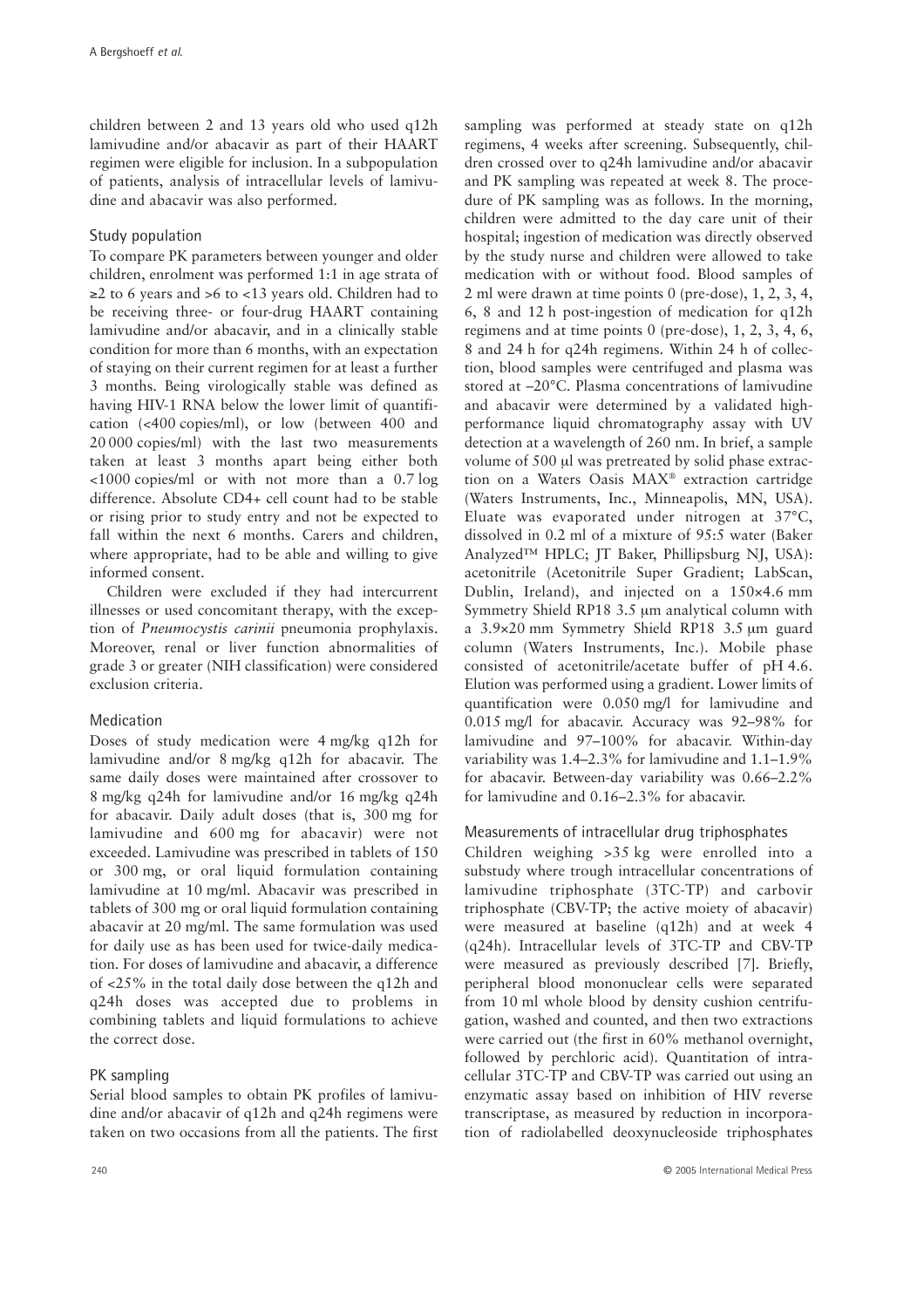children between 2 and 13 years old who used q12h lamivudine and/or abacavir as part of their HAART regimen were eligible for inclusion. In a subpopulation of patients, analysis of intracellular levels of lamivudine and abacavir was also performed.

### Study population

To compare PK parameters between younger and older children, enrolment was performed 1:1 in age strata of ≥2 to 6 years and >6 to <13 years old. Children had to be receiving three- or four-drug HAART containing lamivudine and/or abacavir, and in a clinically stable condition for more than 6 months, with an expectation of staying on their current regimen for at least a further 3 months. Being virologically stable was defined as having HIV-1 RNA below the lower limit of quantification (<400 copies/ml), or low (between 400 and 20 000 copies/ml) with the last two measurements taken at least 3 months apart being either both <1000 copies/ml or with not more than a 0.7 log difference. Absolute CD4+ cell count had to be stable or rising prior to study entry and not be expected to fall within the next 6 months. Carers and children, where appropriate, had to be able and willing to give informed consent.

Children were excluded if they had intercurrent illnesses or used concomitant therapy, with the exception of *Pneumocystis carinii* pneumonia prophylaxis. Moreover, renal or liver function abnormalities of grade 3 or greater (NIH classification) were considered exclusion criteria.

### Medication

Doses of study medication were 4 mg/kg q12h for lamivudine and/or 8 mg/kg q12h for abacavir. The same daily doses were maintained after crossover to 8 mg/kg q24h for lamivudine and/or 16 mg/kg q24h for abacavir. Daily adult doses (that is, 300 mg for lamivudine and 600 mg for abacavir) were not exceeded. Lamivudine was prescribed in tablets of 150 or 300 mg, or oral liquid formulation containing lamivudine at 10 mg/ml. Abacavir was prescribed in tablets of 300 mg or oral liquid formulation containing abacavir at 20 mg/ml. The same formulation was used for daily use as has been used for twice-daily medication. For doses of lamivudine and abacavir, a difference of <25% in the total daily dose between the q12h and q24h doses was accepted due to problems in combining tablets and liquid formulations to achieve the correct dose.

### PK sampling

Serial blood samples to obtain PK profiles of lamivudine and/or abacavir of q12h and q24h regimens were taken on two occasions from all the patients. The first sampling was performed at steady state on q12h regimens, 4 weeks after screening. Subsequently, children crossed over to q24h lamivudine and/or abacavir and PK sampling was repeated at week 8. The procedure of PK sampling was as follows. In the morning, children were admitted to the day care unit of their hospital; ingestion of medication was directly observed by the study nurse and children were allowed to take medication with or without food. Blood samples of 2 ml were drawn at time points 0 (pre-dose), 1, 2, 3, 4, 6, 8 and 12 h post-ingestion of medication for q12h regimens and at time points 0 (pre-dose), 1, 2, 3, 4, 6, 8 and 24 h for q24h regimens. Within 24 h of collection, blood samples were centrifuged and plasma was stored at −20°C. Plasma concentrations of lamivudine and abacavir were determined by a validated high-performance liquid chromatography assay with UV detection at a wavelength of 260 nm. In brief, a sample volume of 500 µl was pretreated by solid phase extraction on a Waters Oasis MAX® extraction cartridge (Waters Instruments, Inc., Minneapolis, MN, USA). Eluate was evaporated under nitrogen at 37°C, dissolved in 0.2 ml of a mixture of 95:5 water (Baker Analyzed™ HPLC; JT Baker, Phillipsburg NJ, USA): acetonitrile (Acetonitrile Super Gradient; LabScan, Dublin, Ireland), and injected on a 150×4.6 mm Symmetry Shield RP18 3.5 µm analytical column with a 3.9×20 mm Symmetry Shield RP18 3.5 µm guard column (Waters Instruments, Inc.). Mobile phase consisted of acetonitrile/acetate buffer of pH 4.6. Elution was performed using a gradient. Lower limits of quantification were 0.050 mg/l for lamivudine and 0.015 mg/l for abacavir. Accuracy was 92–98% for lamivudine and 97–100% for abacavir. Within-day variability was 1.4–2.3% for lamivudine and 1.1–1.9% for abacavir. Between-day variability was 0.66–2.2% for lamivudine and 0.16–2.3% for abacavir.

### Measurements of intracellular drug triphosphates

Children weighing >35 kg were enrolled into a substudy where trough intracellular concentrations of lamivudine triphosphate (3TC-TP) and carbovir triphosphate (CBV-TP; the active moiety of abacavir) were measured at baseline (q12h) and at week 4 (q24h). Intracellular levels of 3TC-TP and CBV-TP were measured as previously described [7]. Briefly, peripheral blood mononuclear cells were separated from 10 ml whole blood by density cushion centrifugation, washed and counted, and then two extractions were carried out (the first in 60% methanol overnight, followed by perchloric acid). Quantitation of intracellular 3TC-TP and CBV-TP was carried out using an enzymatic assay based on inhibition of HIV reverse transcriptase, as measured by reduction in incorporation of radiolabelled deoxynucleoside triphosphates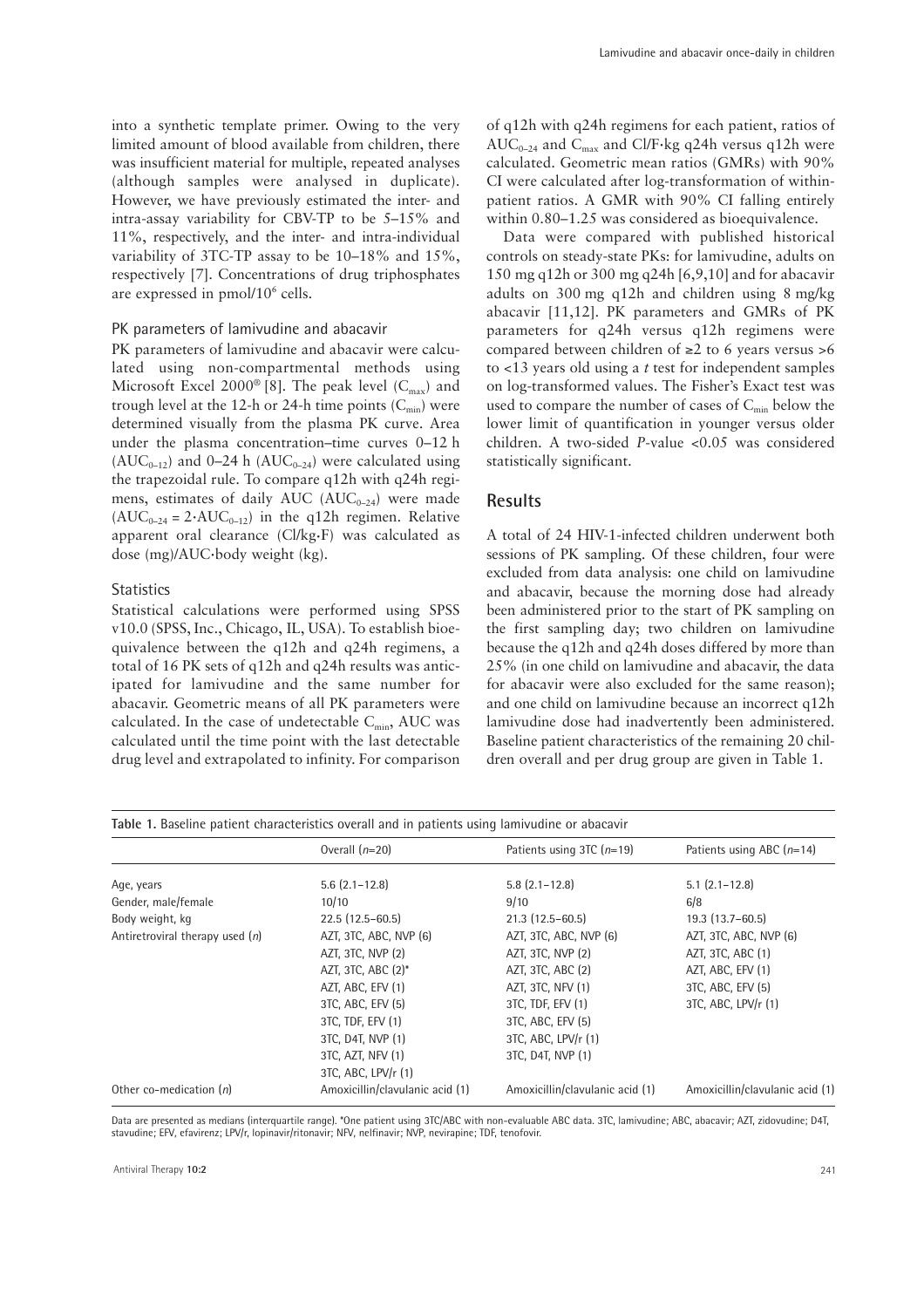into a synthetic template primer. Owing to the very limited amount of blood available from children, there was insufficient material for multiple, repeated analyses (although samples were analysed in duplicate). However, we have previously estimated the inter- and intra-assay variability for CBV-TP to be 5–15% and 11%, respectively, and the inter- and intra-individual variability of 3TC-TP assay to be 10–18% and 15%, respectively [7]. Concentrations of drug triphosphates are expressed in pmol/$10^6$ cells.

### PK parameters of lamivudine and abacavir

PK parameters of lamivudine and abacavir were calculated using non-compartmental methods using Microsoft Excel 2000® [8]. The peak level ($C_{max}$) and trough level at the 12-h or 24-h time points ($C_{min}$) were determined visually from the plasma PK curve. Area under the plasma concentration–time curves 0–12 h ($AUC_{0-12}$) and 0–24 h ($AUC_{0-24}$) were calculated using the trapezoidal rule. To compare q12h with q24h regimens, estimates of daily AUC ($AUC_{0-24}$) were made ($AUC_{0-24} = 2 \cdot AUC_{0-12}$) in the q12h regimen. Relative apparent oral clearance (Cl/kg·F) was calculated as dose (mg)/AUC·body weight (kg).

### Statistics

Statistical calculations were performed using SPSS v10.0 (SPSS, Inc., Chicago, IL, USA). To establish bioequivalence between the q12h and q24h regimens, a total of 16 PK sets of q12h and q24h results was anticipated for lamivudine and the same number for abacavir. Geometric means of all PK parameters were calculated. In the case of undetectable $C_{min}$, AUC was calculated until the time point with the last detectable drug level and extrapolated to infinity. For comparison of q12h with q24h regimens for each patient, ratios of $AUC_{0-24}$ and $C_{max}$ and Cl/F·kg q24h versus q12h were calculated. Geometric mean ratios (GMRs) with 90% CI were calculated after log-transformation of within-patient ratios. A GMR with 90% CI falling entirely within 0.80–1.25 was considered as bioequivalence.

Data were compared with published historical controls on steady-state PKs: for lamivudine, adults on 150 mg q12h or 300 mg q24h [6,9,10] and for abacavir adults on 300 mg q12h and children using 8 mg/kg abacavir [11,12]. PK parameters and GMRs of PK parameters for q24h versus q12h regimens were compared between children of ≥2 to 6 years versus >6 to <13 years old using a *t* test for independent samples on log-transformed values. The Fisher's Exact test was used to compare the number of cases of $C_{min}$ below the lower limit of quantification in younger versus older children. A two-sided *P*-value <0.05 was considered statistically significant.

## Results

A total of 24 HIV-1-infected children underwent both sessions of PK sampling. Of these children, four were excluded from data analysis: one child on lamivudine and abacavir, because the morning dose had already been administered prior to the start of PK sampling on the first sampling day; two children on lamivudine because the q12h and q24h doses differed by more than 25% (in one child on lamivudine and abacavir, the data for abacavir were also excluded for the same reason); and one child on lamivudine because an incorrect q12h lamivudine dose had inadvertently been administered. Baseline patient characteristics of the remaining 20 children overall and per drug group are given in Table 1.

**Table 1.** Baseline patient characteristics overall and in patients using lamivudine or abacavir

| | Overall (*n*=20) | Patients using 3TC (*n*=19) | Patients using ABC (*n*=14) |
|---|---|---|---|
| Age, years | 5.6 (2.1–12.8) | 5.8 (2.1–12.8) | 5.1 (2.1–12.8) |
| Gender, male/female | 10/10 | 9/10 | 6/8 |
| Body weight, kg | 22.5 (12.5–60.5) | 21.3 (12.5–60.5) | 19.3 (13.7–60.5) |
| Antiretroviral therapy used (*n*) | AZT, 3TC, ABC, NVP (6) | AZT, 3TC, ABC, NVP (6) | AZT, 3TC, ABC, NVP (6) |
| | AZT, 3TC, NVP (2) | AZT, 3TC, NVP (2) | AZT, 3TC, ABC (1) |
| | AZT, 3TC, ABC (2)* | AZT, 3TC, ABC (2) | AZT, ABC, EFV (1) |
| | AZT, ABC, EFV (1) | AZT, 3TC, NFV (1) | 3TC, ABC, EFV (5) |
| | 3TC, ABC, EFV (5) | 3TC, TDF, EFV (1) | 3TC, ABC, LPV/r (1) |
| | 3TC, TDF, EFV (1) | 3TC, ABC, EFV (5) | |
| | 3TC, D4T, NVP (1) | 3TC, ABC, LPV/r (1) | |
| | 3TC, AZT, NFV (1) | 3TC, D4T, NVP (1) | |
| | 3TC, ABC, LPV/r (1) | | |
| Other co-medication (*n*) | Amoxicillin/clavulanic acid (1) | Amoxicillin/clavulanic acid (1) | Amoxicillin/clavulanic acid (1) |

Data are presented as medians (interquartile range). *One patient using 3TC/ABC with non-evaluable ABC data. 3TC, lamivudine; ABC, abacavir; AZT, zidovudine; D4T, stavudine; EFV, efavirenz; LPV/r, lopinavir/ritonavir; NFV, nelfinavir; NVP, nevirapine; TDF, tenofovir.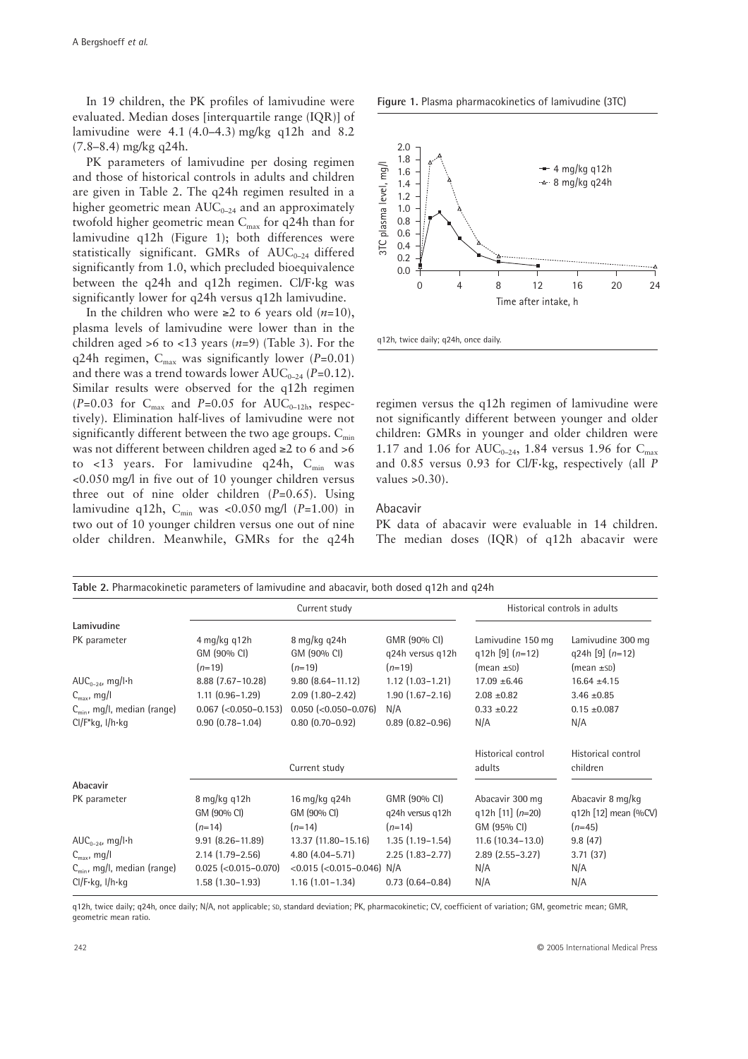In 19 children, the PK profiles of lamivudine were evaluated. Median doses [interquartile range (IQR)] of lamivudine were 4.1 (4.0–4.3) mg/kg q12h and 8.2 (7.8–8.4) mg/kg q24h.

PK parameters of lamivudine per dosing regimen and those of historical controls in adults and children are given in Table 2. The q24h regimen resulted in a higher geometric mean $AUC_{0-24}$ and an approximately twofold higher geometric mean $C_{max}$ for q24h than for lamivudine q12h (Figure 1); both differences were statistically significant. GMRs of $AUC_{0-24}$ differed significantly from 1.0, which precluded bioequivalence between the q24h and q12h regimen. Cl/F·kg was significantly lower for q24h versus q12h lamivudine.

In the children who were ≥2 to 6 years old ($n$=10), plasma levels of lamivudine were lower than in the children aged >6 to <13 years ($n$=9) (Table 3). For the q24h regimen, $C_{max}$ was significantly lower ($P$=0.01) and there was a trend towards lower $AUC_{0-24}$ ($P$=0.12). Similar results were observed for the q12h regimen ($P$=0.03 for $C_{max}$ and $P$=0.05 for $AUC_{0-12h}$, respectively). Elimination half-lives of lamivudine were not significantly different between the two age groups. $C_{min}$ was not different between children aged ≥2 to 6 and >6 to <13 years. For lamivudine q24h, $C_{min}$ was <0.050 mg/l in five out of 10 younger children versus three out of nine older children ($P$=0.65). Using lamivudine q12h, $C_{min}$ was <0.050 mg/l ($P$=1.00) in two out of 10 younger children versus one out of nine older children. Meanwhile, GMRs for the q24h regimen versus the q12h regimen of lamivudine were not significantly different between younger and older children: GMRs in younger and older children were 1.17 and 1.06 for $AUC_{0-24}$, 1.84 versus 1.96 for $C_{max}$ and 0.85 versus 0.93 for Cl/F·kg, respectively (all $P$ values >0.30).

**Figure 1.** Plasma pharmacokinetics of lamivudine (3TC)

q12h, twice daily; q24h, once daily.

### Abacavir

PK data of abacavir were evaluable in 14 children. The median doses (IQR) of q12h abacavir were

**Table 2.** Pharmacokinetic parameters of lamivudine and abacavir, both dosed q12h and q24h

| | Current study | | | Historical controls in adults | |
|---|---|---|---|---|---|
| **Lamivudine** | | | | | |
| PK parameter | 4 mg/kg q12h GM (90% CI) ($n$=19) | 8 mg/kg q24h GM (90% CI) ($n$=19) | GMR (90% CI) q24h versus q12h ($n$=19) | Lamivudine 150 mg q12h [9] ($n$=12) (mean ±SD) | Lamivudine 300 mg q24h [9] ($n$=12) (mean ±SD) |
| $AUC_{0-24}$, mg/l·h | 8.88 (7.67–10.28) | 9.80 (8.64–11.12) | 1.12 (1.03–1.21) | 17.09 ±6.46 | 16.64 ±4.15 |
| $C_{max}$, mg/l | 1.11 (0.96–1.29) | 2.09 (1.80–2.42) | 1.90 (1.67–2.16) | 2.08 ±0.82 | 3.46 ±0.85 |
| $C_{min}$, mg/l, median (range) | 0.067 (<0.050–0.153) | 0.050 (<0.050–0.076) | N/A | 0.33 ±0.22 | 0.15 ±0.087 |
| Cl/F*kg, l/h·kg | 0.90 (0.78–1.04) | 0.80 (0.70–0.92) | 0.89 (0.82–0.96) | N/A | N/A |
| | Current study | | | Historical control adults | Historical control children |
| **Abacavir** | | | | | |
| PK parameter | 8 mg/kg q12h GM (90% CI) ($n$=14) | 16 mg/kg q24h GM (90% CI) ($n$=14) | GMR (90% CI) q24h versus q12h ($n$=14) | Abacavir 300 mg q12h [11] ($n$=20) GM (95% CI) | Abacavir 8 mg/kg q12h [12] mean (%CV) ($n$=45) |
| $AUC_{0-24}$, mg/l·h | 9.91 (8.26–11.89) | 13.37 (11.80–15.16) | 1.35 (1.19–1.54) | 11.6 (10.34–13.0) | 9.8 (47) |
| $C_{max}$, mg/l | 2.14 (1.79–2.56) | 4.80 (4.04–5.71) | 2.25 (1.83–2.77) | 2.89 (2.55–3.27) | 3.71 (37) |
| $C_{min}$, mg/l, median (range) | 0.025 (<0.015–0.070) | <0.015 (<0.015–0.046) | N/A | N/A | N/A |
| Cl/F·kg, l/h·kg | 1.58 (1.30–1.93) | 1.16 (1.01–1.34) | 0.73 (0.64–0.84) | N/A | N/A |

q12h, twice daily; q24h, once daily; N/A, not applicable; SD, standard deviation; PK, pharmacokinetic; CV, coefficient of variation; GM, geometric mean; GMR, geometric mean ratio.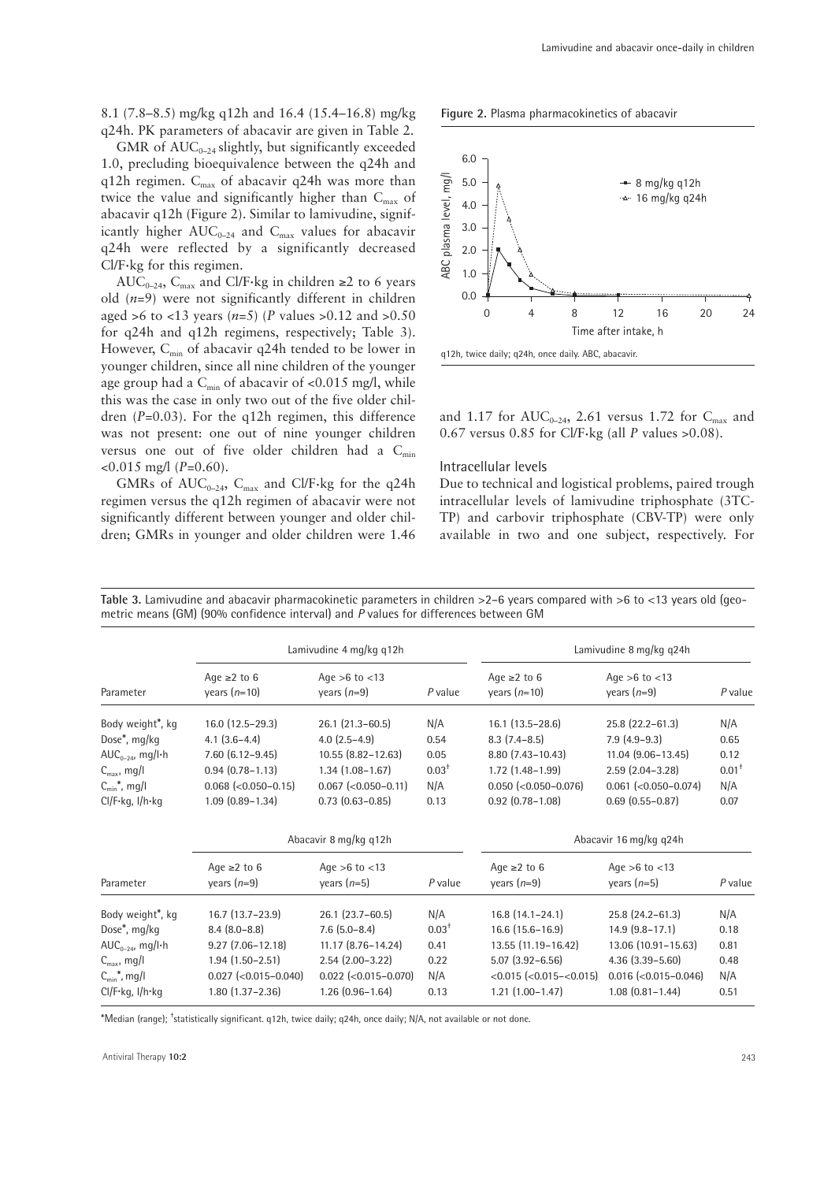8.1 (7.8–8.5) mg/kg q12h and 16.4 (15.4–16.8) mg/kg q24h. PK parameters of abacavir are given in Table 2.

GMR of $AUC_{0-24}$ slightly, but significantly exceeded 1.0, precluding bioequivalence between the q24h and q12h regimen. $C_{max}$ of abacavir q24h was more than twice the value and significantly higher than $C_{max}$ of abacavir q12h (Figure 2). Similar to lamivudine, significantly higher $AUC_{0-24}$ and $C_{max}$ values for abacavir q24h were reflected by a significantly decreased Cl/F·kg for this regimen.

$AUC_{0-24}$, $C_{max}$ and Cl/F·kg in children ≥2 to 6 years old ($n$=9) were not significantly different in children aged >6 to <13 years ($n$=5) ($P$ values >0.12 and >0.50 for q24h and q12h regimens, respectively; Table 3). However, $C_{min}$ of abacavir q24h tended to be lower in younger children, since all nine children of the younger age group had a $C_{min}$ of abacavir of <0.015 mg/l, while this was the case in only two out of the five older children ($P$=0.03). For the q12h regimen, this difference was not present: one out of nine younger children versus one out of five older children had a $C_{min}$ <0.015 mg/l ($P$=0.60).

GMRs of $AUC_{0-24}$, $C_{max}$ and Cl/F·kg for the q24h regimen versus the q12h regimen of abacavir were not significantly different between younger and older children; GMRs in younger and older children were 1.46 and 1.17 for $AUC_{0-24}$, 2.61 versus 1.72 for $C_{max}$ and 0.67 versus 0.85 for Cl/F·kg (all $P$ values >0.08).

**Figure 2.** Plasma pharmacokinetics of abacavir

q12h, twice daily; q24h, once daily. ABC, abacavir.

### Intracellular levels

Due to technical and logistical problems, paired trough intracellular levels of lamivudine triphosphate (3TC-TP) and carbovir triphosphate (CBV-TP) were only available in two and one subject, respectively. For

**Table 3.** Lamivudine and abacavir pharmacokinetic parameters in children >2–6 years compared with >6 to <13 years old (geometric means (GM) (90% confidence interval) and $P$ values for differences between GM

| Parameter | Lamivudine 4 mg/kg q12h | | | Lamivudine 8 mg/kg q24h | | |
|---|---|---|---|---|---|---|
| | Age ≥2 to 6 years ($n$=10) | Age >6 to <13 years ($n$=9) | $P$ value | Age ≥2 to 6 years ($n$=10) | Age >6 to <13 years ($n$=9) | $P$ value |
| Body weight*, kg | 16.0 (12.5–29.3) | 26.1 (21.3–60.5) | N/A | 16.1 (13.5–28.6) | 25.8 (22.2–61.3) | N/A |
| Dose*, mg/kg | 4.1 (3.6–4.4) | 4.0 (2.5–4.9) | 0.54 | 8.3 (7.4–8.5) | 7.9 (4.9–9.3) | 0.65 |
| $AUC_{0-24}$, mg/l·h | 7.60 (6.12–9.45) | 10.55 (8.82–12.63) | 0.05 | 8.80 (7.43–10.43) | 11.04 (9.06–13.45) | 0.12 |
| $C_{max}$, mg/l | 0.94 (0.78–1.13) | 1.34 (1.08–1.67) | 0.03[†] | 1.72 (1.48–1.99) | 2.59 (2.04–3.28) | 0.01[†] |
| $C_{min}$*, mg/l | 0.068 (<0.050–0.15) | 0.067 (<0.050–0.11) | N/A | 0.050 (<0.050–0.076) | 0.061 (<0.050–0.074) | N/A |
| Cl/F·kg, l/h·kg | 1.09 (0.89–1.34) | 0.73 (0.63–0.85) | 0.13 | 0.92 (0.78–1.08) | 0.69 (0.55–0.87) | 0.07 |

| Parameter | Abacavir 8 mg/kg q12h | | | Abacavir 16 mg/kg q24h | | |
|---|---|---|---|---|---|---|
| | Age ≥2 to 6 years ($n$=9) | Age >6 to <13 years ($n$=5) | $P$ value | Age ≥2 to 6 years ($n$=9) | Age >6 to <13 years ($n$=5) | $P$ value |
| Body weight*, kg | 16.7 (13.7–23.9) | 26.1 (23.7–60.5) | N/A | 16.8 (14.1–24.1) | 25.8 (24.2–61.3) | N/A |
| Dose*, mg/kg | 8.4 (8.0–8.8) | 7.6 (5.0–8.4) | 0.03[†] | 16.6 (15.6–16.9) | 14.9 (9.8–17.1) | 0.18 |
| $AUC_{0-24}$, mg/l·h | 9.27 (7.06–12.18) | 11.17 (8.76–14.24) | 0.41 | 13.55 (11.19–16.42) | 13.06 (10.91–15.63) | 0.81 |
| $C_{max}$, mg/l | 1.94 (1.50–2.51) | 2.54 (2.00–3.22) | 0.22 | 5.07 (3.92–6.56) | 4.36 (3.39–5.60) | 0.48 |
| $C_{min}$*, mg/l | 0.027 (<0.015–0.040) | 0.022 (<0.015–0.070) | N/A | <0.015 (<0.015–<0.015) | 0.016 (<0.015–0.046) | N/A |
| Cl/F·kg, l/h·kg | 1.80 (1.37–2.36) | 1.26 (0.96–1.64) | 0.13 | 1.21 (1.00–1.47) | 1.08 (0.81–1.44) | 0.51 |

*Median (range); [†]statistically significant. q12h, twice daily; q24h, once daily; N/A, not available or not done.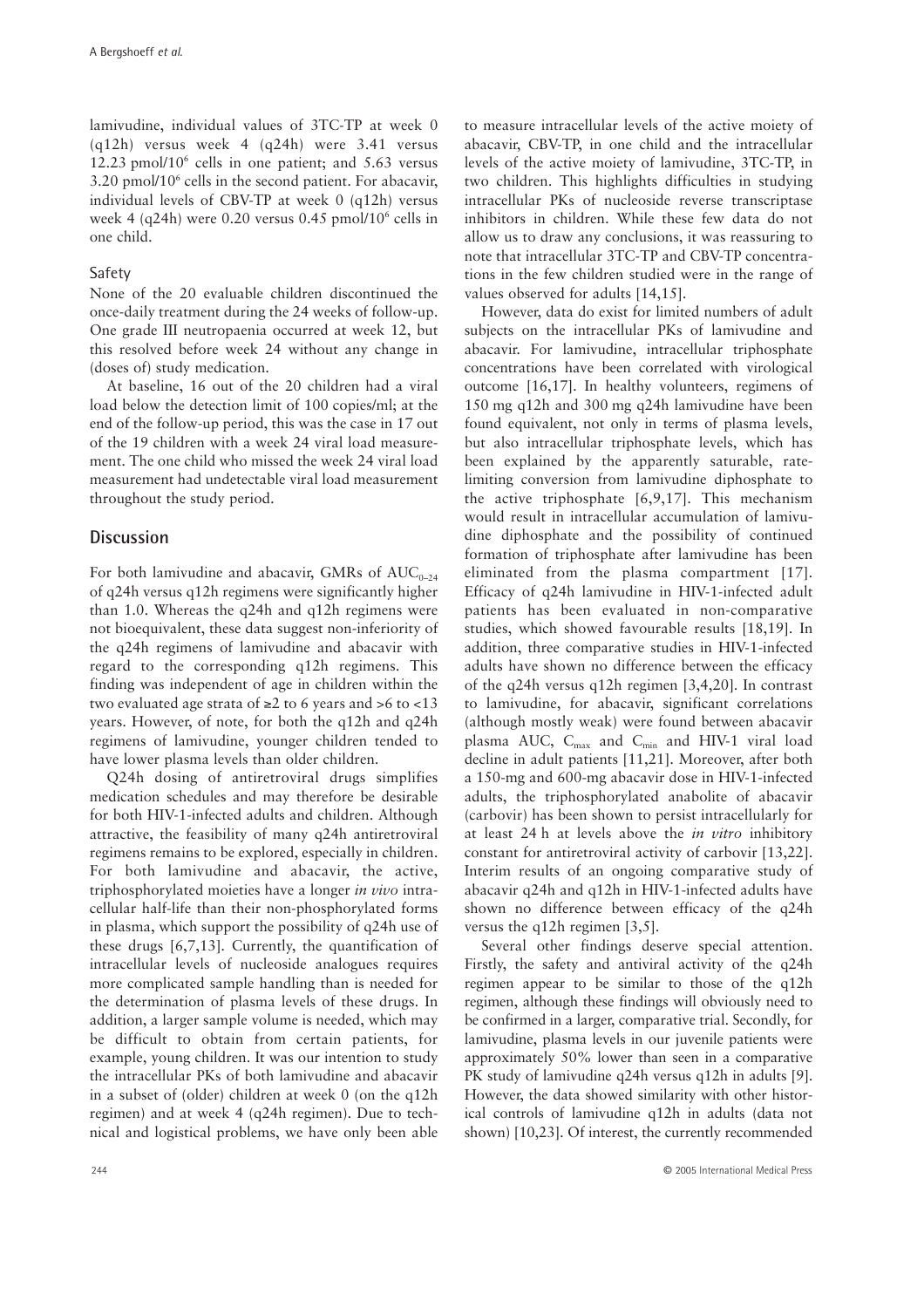lamivudine, individual values of 3TC-TP at week 0 (q12h) versus week 4 (q24h) were 3.41 versus 12.23 pmol/$10^6$ cells in one patient; and 5.63 versus 3.20 pmol/$10^6$ cells in the second patient. For abacavir, individual levels of CBV-TP at week 0 (q12h) versus week 4 (q24h) were 0.20 versus 0.45 pmol/$10^6$ cells in one child.

### Safety

None of the 20 evaluable children discontinued the once-daily treatment during the 24 weeks of follow-up. One grade III neutropaenia occurred at week 12, but this resolved before week 24 without any change in (doses of) study medication.

At baseline, 16 out of the 20 children had a viral load below the detection limit of 100 copies/ml; at the end of the follow-up period, this was the case in 17 out of the 19 children with a week 24 viral load measurement. The one child who missed the week 24 viral load measurement had undetectable viral load measurement throughout the study period.

## Discussion

For both lamivudine and abacavir, GMRs of $AUC_{0-24}$ of q24h versus q12h regimens were significantly higher than 1.0. Whereas the q24h and q12h regimens were not bioequivalent, these data suggest non-inferiority of the q24h regimens of lamivudine and abacavir with regard to the corresponding q12h regimens. This finding was independent of age in children within the two evaluated age strata of ≥2 to 6 years and >6 to <13 years. However, of note, for both the q12h and q24h regimens of lamivudine, younger children tended to have lower plasma levels than older children.

Q24h dosing of antiretroviral drugs simplifies medication schedules and may therefore be desirable for both HIV-1-infected adults and children. Although attractive, the feasibility of many q24h antiretroviral regimens remains to be explored, especially in children. For both lamivudine and abacavir, the active, triphosphorylated moieties have a longer *in vivo* intracellular half-life than their non-phosphorylated forms in plasma, which support the possibility of q24h use of these drugs [6,7,13]. Currently, the quantification of intracellular levels of nucleoside analogues requires more complicated sample handling than is needed for the determination of plasma levels of these drugs. In addition, a larger sample volume is needed, which may be difficult to obtain from certain patients, for example, young children. It was our intention to study the intracellular PKs of both lamivudine and abacavir in a subset of (older) children at week 0 (on the q12h regimen) and at week 4 (q24h regimen). Due to technical and logistical problems, we have only been able to measure intracellular levels of the active moiety of abacavir, CBV-TP, in one child and the intracellular levels of the active moiety of lamivudine, 3TC-TP, in two children. This highlights difficulties in studying intracellular PKs of nucleoside reverse transcriptase inhibitors in children. While these few data do not allow us to draw any conclusions, it was reassuring to note that intracellular 3TC-TP and CBV-TP concentrations in the few children studied were in the range of values observed for adults [14,15].

However, data do exist for limited numbers of adult subjects on the intracellular PKs of lamivudine and abacavir. For lamivudine, intracellular triphosphate concentrations have been correlated with virological outcome [16,17]. In healthy volunteers, regimens of 150 mg q12h and 300 mg q24h lamivudine have been found equivalent, not only in terms of plasma levels, but also intracellular triphosphate levels, which has been explained by the apparently saturable, rate-limiting conversion from lamivudine diphosphate to the active triphosphate [6,9,17]. This mechanism would result in intracellular accumulation of lamivudine diphosphate and the possibility of continued formation of triphosphate after lamivudine has been eliminated from the plasma compartment [17]. Efficacy of q24h lamivudine in HIV-1-infected adult patients has been evaluated in non-comparative studies, which showed favourable results [18,19]. In addition, three comparative studies in HIV-1-infected adults have shown no difference between the efficacy of the q24h versus q12h regimen [3,4,20]. In contrast to lamivudine, for abacavir, significant correlations (although mostly weak) were found between abacavir plasma AUC, $C_{max}$ and $C_{min}$ and HIV-1 viral load decline in adult patients [11,21]. Moreover, after both a 150-mg and 600-mg abacavir dose in HIV-1-infected adults, the triphosphorylated anabolite of abacavir (carbovir) has been shown to persist intracellularly for at least 24 h at levels above the *in vitro* inhibitory constant for antiretroviral activity of carbovir [13,22]. Interim results of an ongoing comparative study of abacavir q24h and q12h in HIV-1-infected adults have shown no difference between efficacy of the q24h versus the q12h regimen [3,5].

Several other findings deserve special attention. Firstly, the safety and antiviral activity of the q24h regimen appear to be similar to those of the q12h regimen, although these findings will obviously need to be confirmed in a larger, comparative trial. Secondly, for lamivudine, plasma levels in our juvenile patients were approximately 50% lower than seen in a comparative PK study of lamivudine q24h versus q12h in adults [9]. However, the data showed similarity with other historical controls of lamivudine q12h in adults (data not shown) [10,23]. Of interest, the currently recommended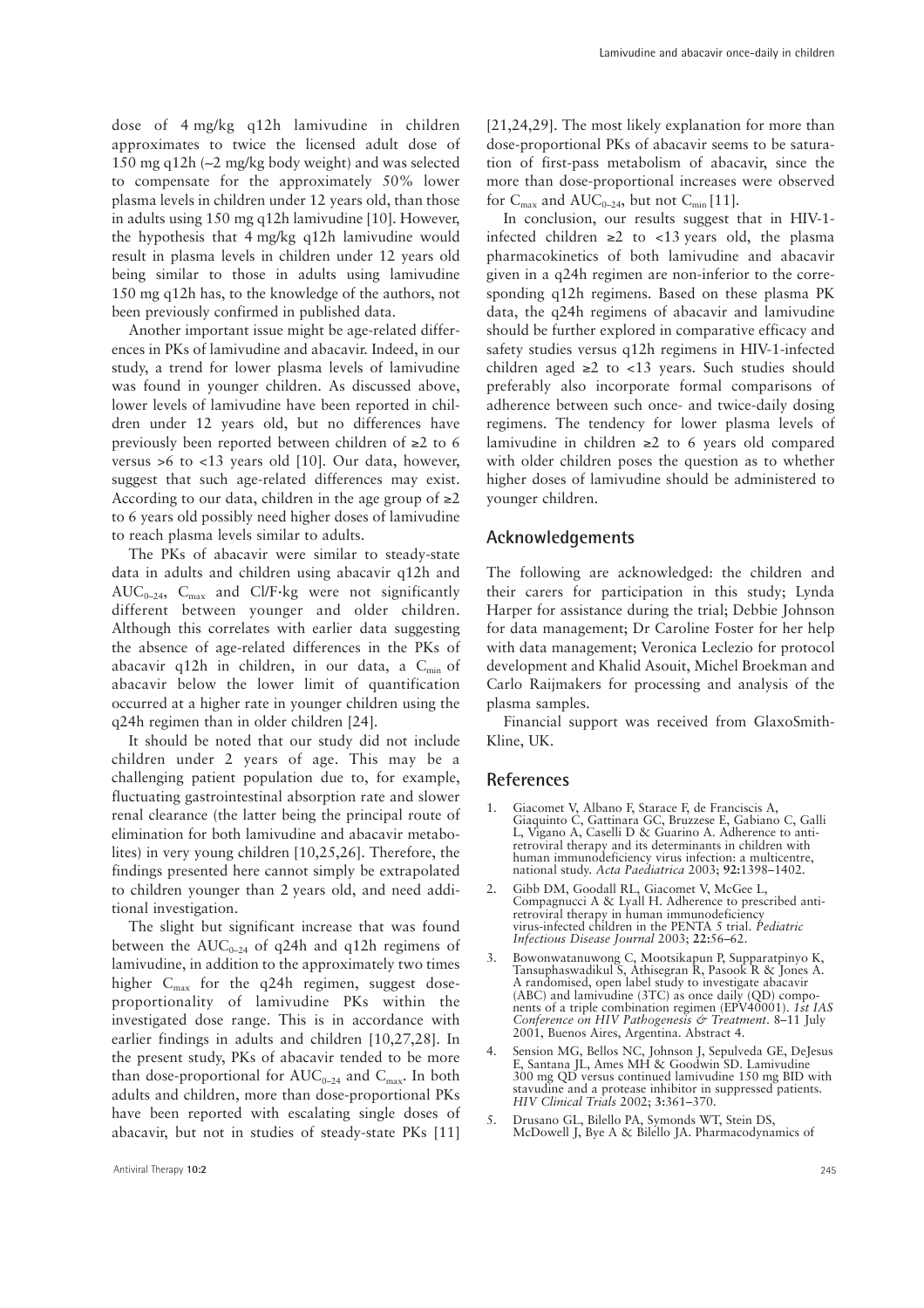dose of 4 mg/kg q12h lamivudine in children approximates to twice the licensed adult dose of 150 mg q12h (~2 mg/kg body weight) and was selected to compensate for the approximately 50% lower plasma levels in children under 12 years old, than those in adults using 150 mg q12h lamivudine [10]. However, the hypothesis that 4 mg/kg q12h lamivudine would result in plasma levels in children under 12 years old being similar to those in adults using lamivudine 150 mg q12h has, to the knowledge of the authors, not been previously confirmed in published data.

Another important issue might be age-related differences in PKs of lamivudine and abacavir. Indeed, in our study, a trend for lower plasma levels of lamivudine was found in younger children. As discussed above, lower levels of lamivudine have been reported in children under 12 years old, but no differences have previously been reported between children of ≥2 to 6 versus >6 to <13 years old [10]. Our data, however, suggest that such age-related differences may exist. According to our data, children in the age group of ≥2 to 6 years old possibly need higher doses of lamivudine to reach plasma levels similar to adults.

The PKs of abacavir were similar to steady-state data in adults and children using abacavir q12h and $AUC_{0-24}$, $C_{max}$ and Cl/F·kg were not significantly different between younger and older children. Although this correlates with earlier data suggesting the absence of age-related differences in the PKs of abacavir q12h in children, in our data, a $C_{min}$ of abacavir below the lower limit of quantification occurred at a higher rate in younger children using the q24h regimen than in older children [24].

It should be noted that our study did not include children under 2 years of age. This may be a challenging patient population due to, for example, fluctuating gastrointestinal absorption rate and slower renal clearance (the latter being the principal route of elimination for both lamivudine and abacavir metabolites) in very young children [10,25,26]. Therefore, the findings presented here cannot simply be extrapolated to children younger than 2 years old, and need additional investigation.

The slight but significant increase that was found between the $AUC_{0-24}$ of q24h and q12h regimens of lamivudine, in addition to the approximately two times higher $C_{max}$ for the q24h regimen, suggest dose-proportionality of lamivudine PKs within the investigated dose range. This is in accordance with earlier findings in adults and children [10,27,28]. In the present study, PKs of abacavir tended to be more than dose-proportional for $AUC_{0-24}$ and $C_{max}$. In both adults and children, more than dose-proportional PKs have been reported with escalating single doses of abacavir, but not in studies of steady-state PKs [11] [21,24,29]. The most likely explanation for more than dose-proportional PKs of abacavir seems to be saturation of first-pass metabolism of abacavir, since the more than dose-proportional increases were observed for $C_{max}$ and $AUC_{0-24}$, but not $C_{min}$ [11].

In conclusion, our results suggest that in HIV-1-infected children ≥2 to <13 years old, the plasma pharmacokinetics of both lamivudine and abacavir given in a q24h regimen are non-inferior to the corresponding q12h regimens. Based on these plasma PK data, the q24h regimens of abacavir and lamivudine should be further explored in comparative efficacy and safety studies versus q12h regimens in HIV-1-infected children aged ≥2 to <13 years. Such studies should preferably also incorporate formal comparisons of adherence between such once- and twice-daily dosing regimens. The tendency for lower plasma levels of lamivudine in children ≥2 to 6 years old compared with older children poses the question as to whether higher doses of lamivudine should be administered to younger children.

## Acknowledgements

The following are acknowledged: the children and their carers for participation in this study; Lynda Harper for assistance during the trial; Debbie Johnson for data management; Dr Caroline Foster for her help with data management; Veronica Leclezio for protocol development and Khalid Asouit, Michel Broekman and Carlo Raijmakers for processing and analysis of the plasma samples.

Financial support was received from GlaxoSmithKline, UK.

## References

1. Giacomet V, Albano F, Starace F, de Franciscis A, Giaquinto C, Gattinara GC, Bruzzese E, Gabiano C, Galli L, Vigano A, Caselli D & Guarino A. Adherence to antiretroviral therapy and its determinants in children with human immunodeficiency virus infection: a multicentre, national study. *Acta Paediatrica* 2003; **92:**1398–1402.
2. Gibb DM, Goodall RL, Giacomet V, McGee L, Compagnucci A & Lyall H. Adherence to prescribed antiretroviral therapy in human immunodeficiency virus-infected children in the PENTA 5 trial. *Pediatric Infectious Disease Journal* 2003; **22:**56–62.
3. Bowonwatanuwong C, Mootsikapun P, Supparatpinyo K, Tansuphaswadikul S, Athisegran R, Pasook R & Jones A. A randomised, open label study to investigate abacavir (ABC) and lamivudine (3TC) as once daily (QD) components of a triple combination regimen (EPV40001). *1st IAS Conference on HIV Pathogenesis & Treatment*. 8–11 July 2001, Buenos Aires, Argentina. Abstract 4.
4. Sension MG, Bellos NC, Johnson J, Sepulveda GE, DeJesus E, Santana JL, Ames MH & Goodwin SD. Lamivudine 300 mg QD versus continued lamivudine 150 mg BID with stavudine and a protease inhibitor in suppressed patients. *HIV Clinical Trials* 2002; **3:**361–370.
5. Drusano GL, Bilello PA, Symonds WT, Stein DS, McDowell J, Bye A & Bilello JA. Pharmacodynamics of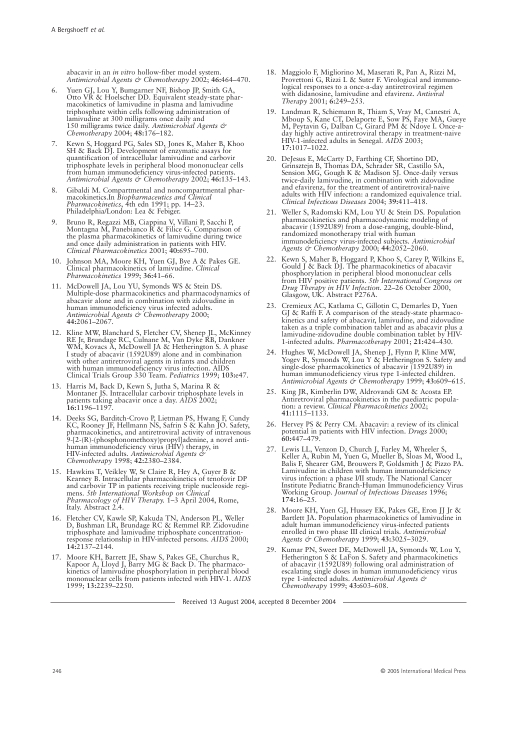abacavir in an *in vitro* hollow-fiber model system. *Antimicrobial Agents & Chemotherapy* 2002; **46:**464–470.

6. Yuen GJ, Lou Y, Bumgarner NF, Bishop JP, Smith GA, Otto VR & Hoelscher DD. Equivalent steady-state pharmacokinetics of lamivudine in plasma and lamivudine triphosphate within cells following administration of lamivudine at 300 milligrams once daily and 150 milligrams twice daily. *Antimicrobial Agents & Chemotherapy* 2004; **48:**176–182.
7. Kewn S, Hoggard PG, Sales SD, Jones K, Maher B, Khoo SH & Back DJ. Development of enzymatic assays for quantification of intracellular lamivudine and carbovir triphosphate levels in peripheral blood mononuclear cells from human immunodeficiency virus-infected patients. *Antimicrobial Agents & Chemotherapy* 2002; **46:**135–143.
8. Gibaldi M. Compartmental and noncompartmental pharmacokinetics.In *Biopharmaceutics and Clinical Pharmacokinetics*, 4th edn 1991; pp. 14–23. Philadelphia/London: Lea & Febiger.
9. Bruno R, Regazzi MB, Ciappina V, Villani P, Sacchi P, Montagna M, Panebianco R & Filice G. Comparison of the plasma pharmacokinetics of lamivudine during twice and once daily administration in patients with HIV. *Clinical Pharmacokinetics* 2001; **40:**695–700.
10. Johnson MA, Moore KH, Yuen GJ, Bye A & Pakes GE. Clinical pharmacokinetics of lamivudine. *Clinical Pharmacokinetics* 1999; **36:**41–66.
11. McDowell JA, Lou YU, Symonds WS & Stein DS. Multiple-dose pharmacokinetics and pharmacodynamics of abacavir alone and in combination with zidovudine in human immunodeficiency virus infected adults. *Antimicrobial Agents & Chemotherapy* 2000; **44:**2061–2067.
12. Kline MW, Blanchard S, Fletcher CV, Shenep JL, McKinney RE Jr, Brundage RC, Culnane M, Van Dyke RB, Dankner WM, Kovacs A, McDowell JA & Hetherington S. A phase I study of abacavir (1592U89) alone and in combination with other antiretroviral agents in infants and children with human immunodeficiency virus infection. AIDS Clinical Trials Group 330 Team. *Pediatrics* 1999; **103:**e47.
13. Harris M, Back D, Kewn S, Jutha S, Marina R & Montaner JS. Intracellular carbovir triphosphate levels in patients taking abacavir once a day. *AIDS* 2002; **16:**1196–1197.
14. Deeks SG, Barditch-Crovo P, Lietman PS, Hwang F, Cundy KC, Rooney JF, Hellmann NS, Safrin S & Kahn JO. Safety, pharmacokinetics, and antiretroviral activity of intravenous 9-[2-(R)-(phosphonomethoxy)propyl]adenine, a novel anti-human immunodeficiency virus (HIV) therapy, in HIV-infected adults. *Antimicrobial Agents & Chemotherapy* 1998; **42:**2380–2384.
15. Hawkins T, Veikley W, St Claire R, Hey A, Guyer B & Kearney B. Intracellular pharmacokinetics of tenofovir DP and carbovir TP in patients receiving triple nucleoside regimens. *5th International Workshop on Clinical Pharmacology of HIV Therapy.* 1–3 April 2004, Rome, Italy. Abstract 2.4.
16. Fletcher CV, Kawle SP, Kakuda TN, Anderson PL, Weller D, Bushman LR, Brundage RC & Remmel RP. Zidovudine triphosphate and lamivudine triphosphate concentration-response relationship in HIV-infected persons. *AIDS* 2000; **14:**2137–2144.
17. Moore KH, Barrett JE, Shaw S, Pakes GE, Churchus R, Kapoor A, Lloyd J, Barry MG & Back D. The pharmacokinetics of lamivudine phosphorylation in peripheral blood mononuclear cells from patients infected with HIV-1. *AIDS* 1999; **13:**2239–2250.
18. Maggiolo F, Migliorino M, Maserati R, Pan A, Rizzi M, Provettoni G, Rizzi L & Suter F. Virological and immunological responses to a once-a-day antiretroviral regimen with didanosine, lamivudine and efavirenz. *Antiviral Therapy* 2001; **6:**249–253.
19. Landman R, Schiemann R, Thiam S, Vray M, Canestri A, Mboup S, Kane CT, Delaporte E, Sow PS, Faye MA, Gueye M, Peytavin G, Dalban C, Girard PM & Ndoye I. Once-a-day highly active antiretroviral therapy in treatment-naive HIV-1-infected adults in Senegal. *AIDS* 2003; **17:**1017–1022.
20. DeJesus E, McCarty D, Farthing CF, Shortino DD, Grinsztejn B, Thomas DA, Schrader SR, Castillo SA, Sension MG, Gough K & Madison SJ. Once-daily versus twice-daily lamivudine, in combination with zidovudine and efavirenz, for the treatment of antiretroviral-naive adults with HIV infection: a randomized equivalence trial. *Clinical Infectious Diseases* 2004; **39:**411–418.
21. Weller S, Radomski KM, Lou YU & Stein DS. Population pharmacokinetics and pharmacodynamic modeling of abacavir (1592U89) from a dose-ranging, double-blind, randomized monotherapy trial with human immunodeficiency virus-infected subjects. *Antimicrobial Agents & Chemotherapy* 2000; **44:**2052–2060.
22. Kewn S, Maher B, Hoggard P, Khoo S, Carey P, Wilkins E, Gould J & Back DJ. The pharmacokinetics of abacavir phosphorylation in peripheral blood mononuclear cells from HIV positive patients. *5th International Congress on Drug Therapy in HIV Infection*. 22–26 October 2000, Glasgow, UK. Abstract P276A.
23. Cremieux AC, Katlama C, Gillotin C, Demarles D, Yuen GJ & Raffi F. A comparison of the steady-state pharmacokinetics and safety of abacavir, lamivudine, and zidovudine taken as a triple combination tablet and as abacavir plus a lamivudine-zidovudine double combination tablet by HIV-1-infected adults. *Pharmacotherapy* 2001; **21:**424–430.
24. Hughes W, McDowell JA, Shenep J, Flynn P, Kline MW, Yogev R, Symonds W, Lou Y & Hetherington S. Safety and single-dose pharmacokinetics of abacavir (1592U89) in human immunodeficiency virus type 1-infected children. *Antimicrobial Agents & Chemotherapy* 1999; **43:**609–615.
25. King JR, Kimberlin DW, Aldrovandi GM & Acosta EP. Antiretroviral pharmacokinetics in the paediatric population: a review. *Clinical Pharmacokinetics* 2002; **41:**1115–1133.
26. Hervey PS & Perry CM. Abacavir: a review of its clinical potential in patients with HIV infection. *Drugs* 2000; **60:**447–479.
27. Lewis LL, Venzon D, Church J, Farley M, Wheeler S, Keller A, Rubin M, Yuen G, Mueller B, Sloas M, Wood L, Balis F, Shearer GM, Brouwers P, Goldsmith J & Pizzo PA. Lamivudine in children with human immunodeficiency virus infection: a phase I/II study. The National Cancer Institute Pediatric Branch-Human Immunodeficiency Virus Working Group. *Journal of Infectious Diseases* 1996; **174:**16–25.
28. Moore KH, Yuen GJ, Hussey EK, Pakes GE, Eron JJ Jr & Bartlett JA. Population pharmacokinetics of lamivudine in adult human immunodeficiency virus-infected patients enrolled in two phase III clinical trials. *Antimicrobial Agents & Chemotherapy* 1999; **43:**3025–3029.
29. Kumar PN, Sweet DE, McDowell JA, Symonds W, Lou Y, Hetherington S & LaFon S. Safety and pharmacokinetics of abacavir (1592U89) following oral administration of escalating single doses in human immunodeficiency virus type 1-infected adults. *Antimicrobial Agents & Chemotherapy* 1999; **43:**603–608.

Received 13 August 2004, accepted 8 December 2004